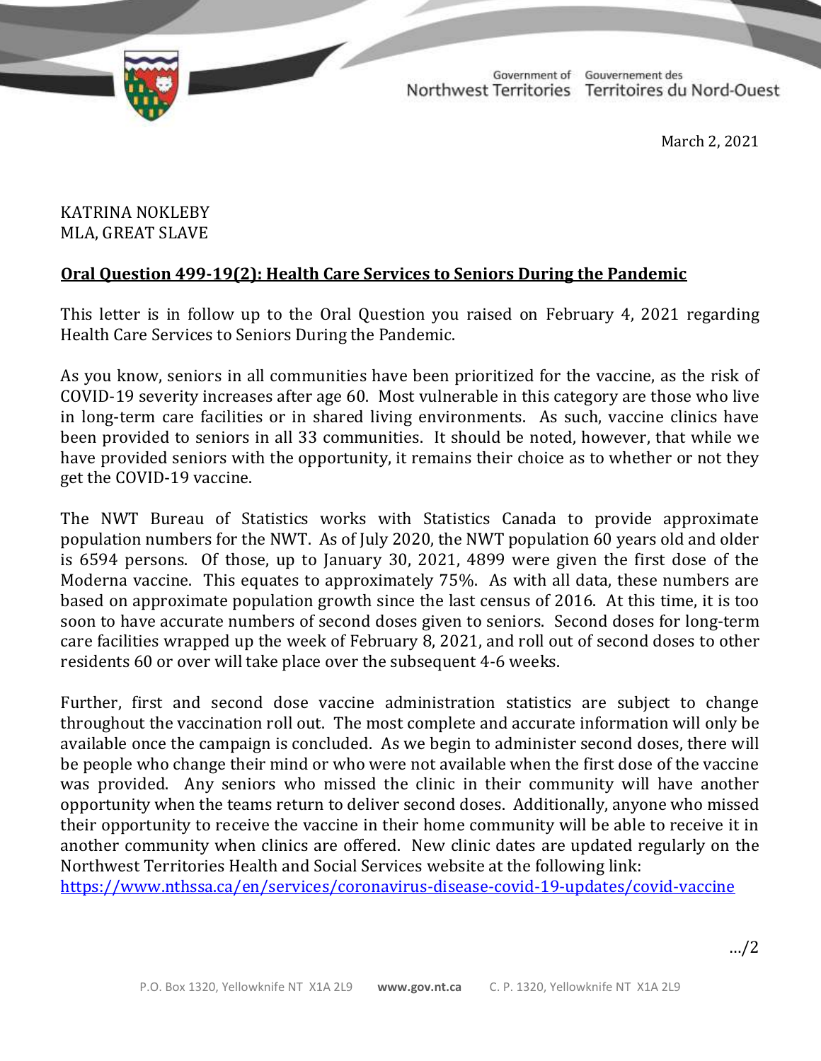Government of Northwest Territories | Gouvernement des Territoires du Nord-Ouest

March 2, 2021

KATRINA NOKLEBY
MLA, GREAT SLAVE

**Oral Question 499-19(2): Health Care Services to Seniors During the Pandemic**

This letter is in follow up to the Oral Question you raised on February 4, 2021 regarding Health Care Services to Seniors During the Pandemic.

As you know, seniors in all communities have been prioritized for the vaccine, as the risk of COVID-19 severity increases after age 60. Most vulnerable in this category are those who live in long-term care facilities or in shared living environments. As such, vaccine clinics have been provided to seniors in all 33 communities. It should be noted, however, that while we have provided seniors with the opportunity, it remains their choice as to whether or not they get the COVID-19 vaccine.

The NWT Bureau of Statistics works with Statistics Canada to provide approximate population numbers for the NWT. As of July 2020, the NWT population 60 years old and older is 6594 persons. Of those, up to January 30, 2021, 4899 were given the first dose of the Moderna vaccine. This equates to approximately 75%. As with all data, these numbers are based on approximate population growth since the last census of 2016. At this time, it is too soon to have accurate numbers of second doses given to seniors. Second doses for long-term care facilities wrapped up the week of February 8, 2021, and roll out of second doses to other residents 60 or over will take place over the subsequent 4-6 weeks.

Further, first and second dose vaccine administration statistics are subject to change throughout the vaccination roll out. The most complete and accurate information will only be available once the campaign is concluded. As we begin to administer second doses, there will be people who change their mind or who were not available when the first dose of the vaccine was provided. Any seniors who missed the clinic in their community will have another opportunity when the teams return to deliver second doses. Additionally, anyone who missed their opportunity to receive the vaccine in their home community will be able to receive it in another community when clinics are offered. New clinic dates are updated regularly on the Northwest Territories Health and Social Services website at the following link:
https://www.nthssa.ca/en/services/coronavirus-disease-covid-19-updates/covid-vaccine

…/2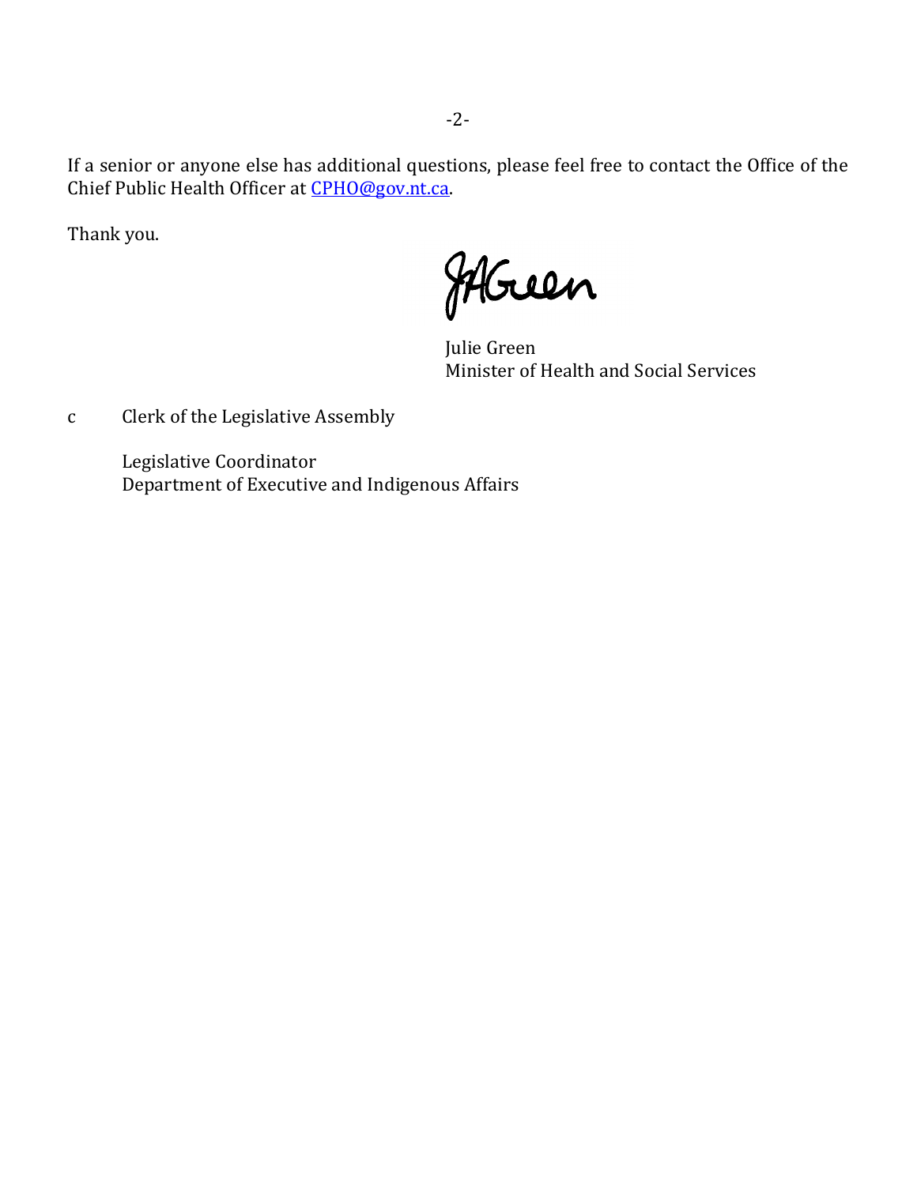If a senior or anyone else has additional questions, please feel free to contact the Office of the Chief Public Health Officer at CPHO@gov.nt.ca.

Thank you.

Julie Green
Minister of Health and Social Services

c Clerk of the Legislative Assembly

Legislative Coordinator
Department of Executive and Indigenous Affairs